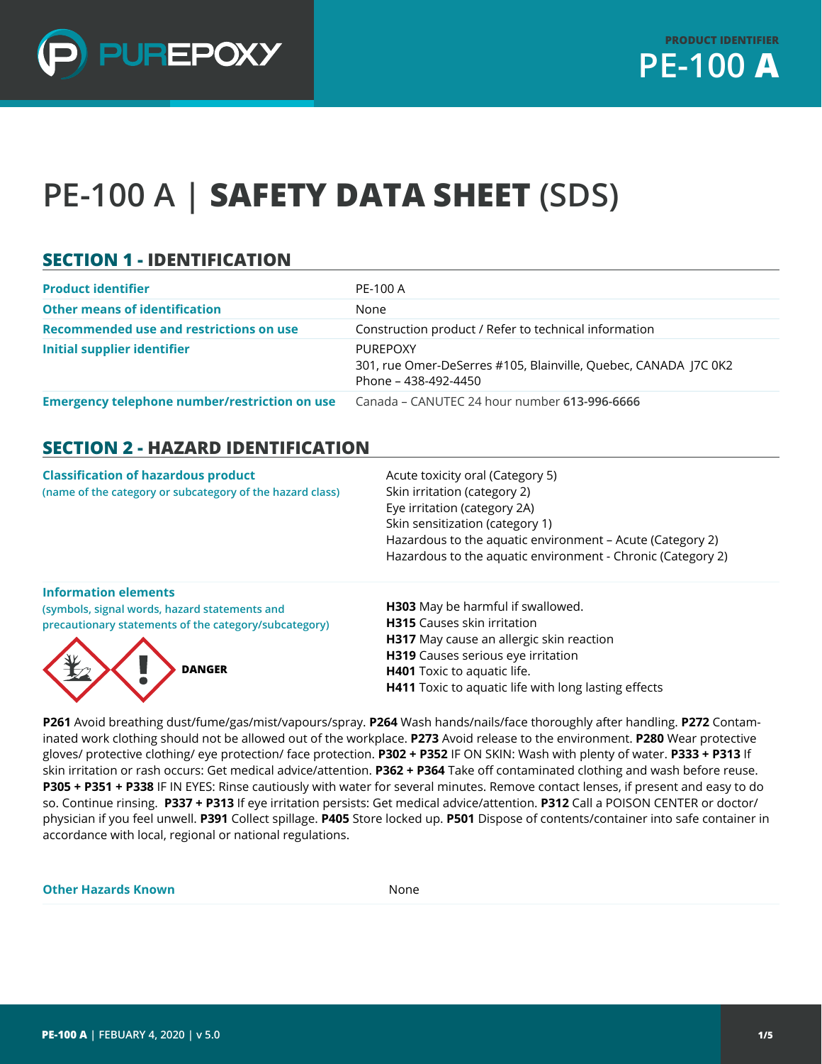PRODUCT IDENTIFIER
**PE-100 A**

# PE-100 A | **SAFETY DATA SHEET** (SDS)

## SECTION 1 - IDENTIFICATION

| | |
|---|---|
| **Product identifier** | PE-100 A |
| **Other means of identification** | None |
| **Recommended use and restrictions on use** | Construction product / Refer to technical information |
| **Initial supplier identifier** | PUREPOXY<br>301, rue Omer-DeSerres #105, Blainville, Quebec, CANADA J7C 0K2<br>Phone – 438-492-4450 |
| **Emergency telephone number/restriction on use** | Canada – CANUTEC 24 hour number **613-996-6666** |

## SECTION 2 - HAZARD IDENTIFICATION

**Classification of hazardous product**
(name of the category or subcategory of the hazard class)

Acute toxicity oral (Category 5)
Skin irritation (category 2)
Eye irritation (category 2A)
Skin sensitization (category 1)
Hazardous to the aquatic environment – Acute (Category 2)
Hazardous to the aquatic environment - Chronic (Category 2)

**Information elements**
(symbols, signal words, hazard statements and precautionary statements of the category/subcategory)

**DANGER**

**H303** May be harmful if swallowed.
**H315** Causes skin irritation
**H317** May cause an allergic skin reaction
**H319** Causes serious eye irritation
**H401** Toxic to aquatic life.
**H411** Toxic to aquatic life with long lasting effects

**P261** Avoid breathing dust/fume/gas/mist/vapours/spray. **P264** Wash hands/nails/face thoroughly after handling. **P272** Contaminated work clothing should not be allowed out of the workplace. **P273** Avoid release to the environment. **P280** Wear protective gloves/ protective clothing/ eye protection/ face protection. **P302 + P352** IF ON SKIN: Wash with plenty of water. **P333 + P313** If skin irritation or rash occurs: Get medical advice/attention. **P362 + P364** Take off contaminated clothing and wash before reuse. **P305 + P351 + P338** IF IN EYES: Rinse cautiously with water for several minutes. Remove contact lenses, if present and easy to do so. Continue rinsing. **P337 + P313** If eye irritation persists: Get medical advice/attention. **P312** Call a POISON CENTER or doctor/ physician if you feel unwell. **P391** Collect spillage. **P405** Store locked up. **P501** Dispose of contents/container into safe container in accordance with local, regional or national regulations.

| | |
|---|---|
| **Other Hazards Known** | None |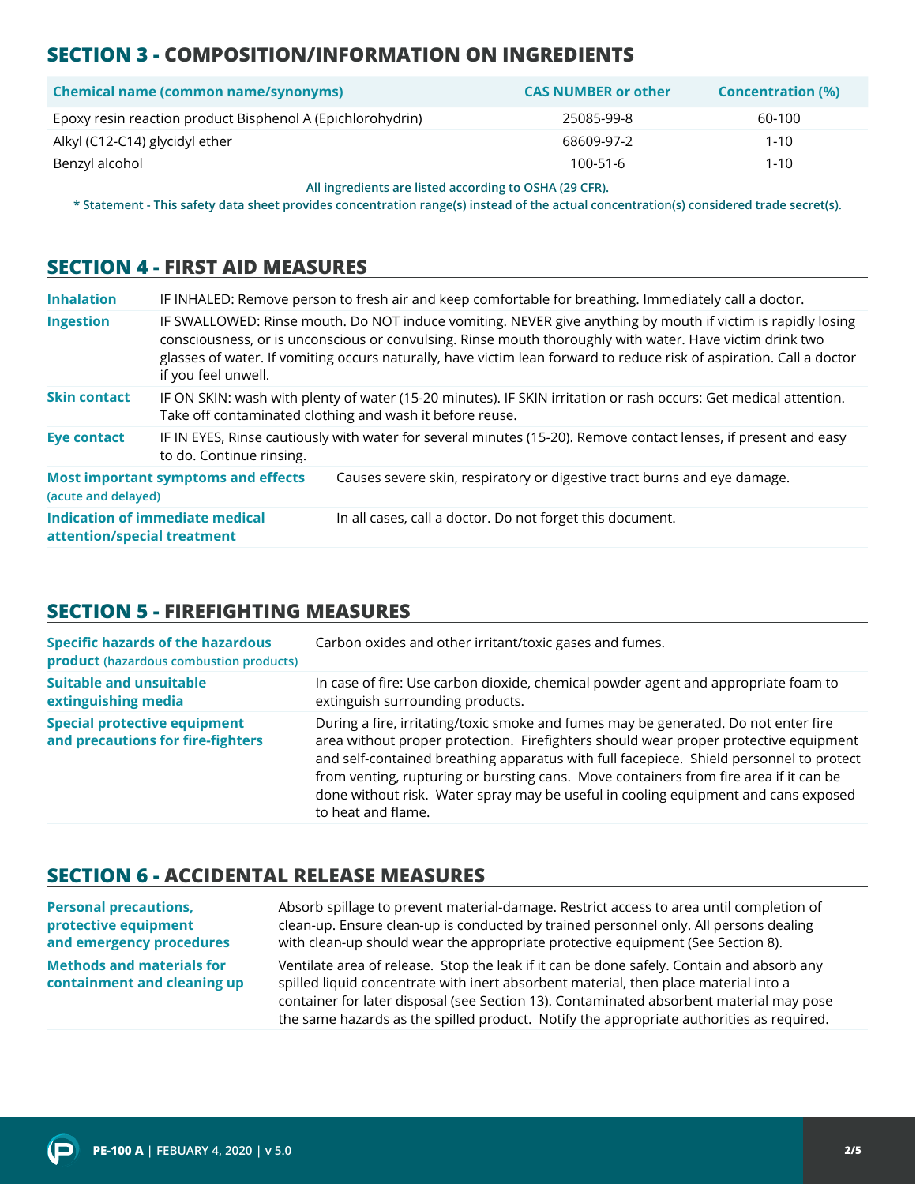## SECTION 3 - COMPOSITION/INFORMATION ON INGREDIENTS

| Chemical name (common name/synonyms) | CAS NUMBER or other | Concentration (%) |
| --- | --- | --- |
| Epoxy resin reaction product Bisphenol A (Epichlorohydrin) | 25085-99-8 | 60-100 |
| Alkyl (C12-C14) glycidyl ether | 68609-97-2 | 1-10 |
| Benzyl alcohol | 100-51-6 | 1-10 |

**All ingredients are listed according to OSHA (29 CFR).**

**\* Statement - This safety data sheet provides concentration range(s) instead of the actual concentration(s) considered trade secret(s).**

## SECTION 4 - FIRST AID MEASURES

| | |
| --- | --- |
| **Inhalation** | IF INHALED: Remove person to fresh air and keep comfortable for breathing. Immediately call a doctor. |
| **Ingestion** | IF SWALLOWED: Rinse mouth. Do NOT induce vomiting. NEVER give anything by mouth if victim is rapidly losing consciousness, or is unconscious or convulsing. Rinse mouth thoroughly with water. Have victim drink two glasses of water. If vomiting occurs naturally, have victim lean forward to reduce risk of aspiration. Call a doctor if you feel unwell. |
| **Skin contact** | IF ON SKIN: wash with plenty of water (15-20 minutes). IF SKIN irritation or rash occurs: Get medical attention. Take off contaminated clothing and wash it before reuse. |
| **Eye contact** | IF IN EYES, Rinse cautiously with water for several minutes (15-20). Remove contact lenses, if present and easy to do. Continue rinsing. |
| **Most important symptoms and effects** (acute and delayed) | Causes severe skin, respiratory or digestive tract burns and eye damage. |
| **Indication of immediate medical attention/special treatment** | In all cases, call a doctor. Do not forget this document. |

## SECTION 5 - FIREFIGHTING MEASURES

| | |
| --- | --- |
| **Specific hazards of the hazardous product** (hazardous combustion products) | Carbon oxides and other irritant/toxic gases and fumes. |
| **Suitable and unsuitable extinguishing media** | In case of fire: Use carbon dioxide, chemical powder agent and appropriate foam to extinguish surrounding products. |
| **Special protective equipment and precautions for fire-fighters** | During a fire, irritating/toxic smoke and fumes may be generated. Do not enter fire area without proper protection. Firefighters should wear proper protective equipment and self-contained breathing apparatus with full facepiece. Shield personnel to protect from venting, rupturing or bursting cans. Move containers from fire area if it can be done without risk. Water spray may be useful in cooling equipment and cans exposed to heat and flame. |

## SECTION 6 - ACCIDENTAL RELEASE MEASURES

| | |
| --- | --- |
| **Personal precautions, protective equipment and emergency procedures** | Absorb spillage to prevent material-damage. Restrict access to area until completion of clean-up. Ensure clean-up is conducted by trained personnel only. All persons dealing with clean-up should wear the appropriate protective equipment (See Section 8). |
| **Methods and materials for containment and cleaning up** | Ventilate area of release. Stop the leak if it can be done safely. Contain and absorb any spilled liquid concentrate with inert absorbent material, then place material into a container for later disposal (see Section 13). Contaminated absorbent material may pose the same hazards as the spilled product. Notify the appropriate authorities as required. |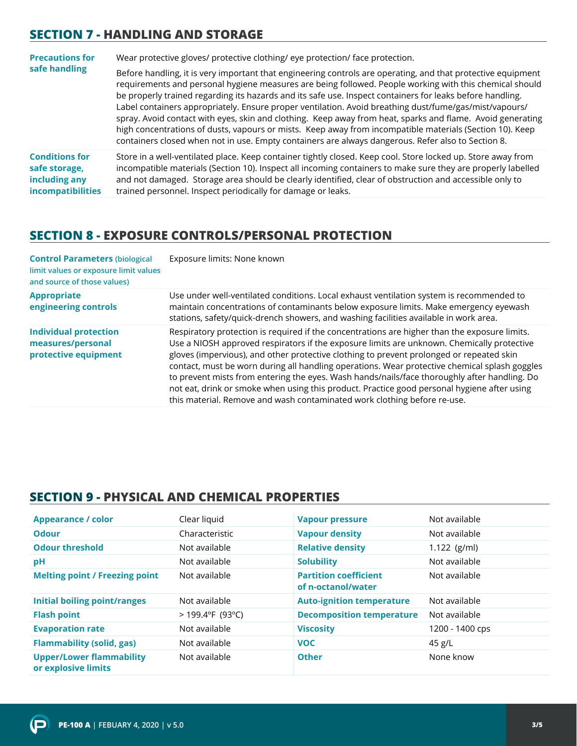## SECTION 7 - HANDLING AND STORAGE

| | |
|---|---|
| **Precautions for safe handling** | Wear protective gloves/ protective clothing/ eye protection/ face protection.<br><br>Before handling, it is very important that engineering controls are operating, and that protective equipment requirements and personal hygiene measures are being followed. People working with this chemical should be properly trained regarding its hazards and its safe use. Inspect containers for leaks before handling. Label containers appropriately. Ensure proper ventilation. Avoid breathing dust/fume/gas/mist/vapours/ spray. Avoid contact with eyes, skin and clothing. Keep away from heat, sparks and flame. Avoid generating high concentrations of dusts, vapours or mists. Keep away from incompatible materials (Section 10). Keep containers closed when not in use. Empty containers are always dangerous. Refer also to Section 8. |
| **Conditions for safe storage, including any incompatibilities** | Store in a well-ventilated place. Keep container tightly closed. Keep cool. Store locked up. Store away from incompatible materials (Section 10). Inspect all incoming containers to make sure they are properly labelled and not damaged. Storage area should be clearly identified, clear of obstruction and accessible only to trained personnel. Inspect periodically for damage or leaks. |

## SECTION 8 - EXPOSURE CONTROLS/PERSONAL PROTECTION

| | |
|---|---|
| **Control Parameters** (biological limit values or exposure limit values and source of those values) | Exposure limits: None known |
| **Appropriate engineering controls** | Use under well-ventilated conditions. Local exhaust ventilation system is recommended to maintain concentrations of contaminants below exposure limits. Make emergency eyewash stations, safety/quick-drench showers, and washing facilities available in work area. |
| **Individual protection measures/personal protective equipment** | Respiratory protection is required if the concentrations are higher than the exposure limits. Use a NIOSH approved respirators if the exposure limits are unknown. Chemically protective gloves (impervious), and other protective clothing to prevent prolonged or repeated skin contact, must be worn during all handling operations. Wear protective chemical splash goggles to prevent mists from entering the eyes. Wash hands/nails/face thoroughly after handling. Do not eat, drink or smoke when using this product. Practice good personal hygiene after using this material. Remove and wash contaminated work clothing before re-use. |

## SECTION 9 - PHYSICAL AND CHEMICAL PROPERTIES

| | | | |
|---|---|---|---|
| **Appearance / color** | Clear liquid | **Vapour pressure** | Not available |
| **Odour** | Characteristic | **Vapour density** | Not available |
| **Odour threshold** | Not available | **Relative density** | 1.122 (g/ml) |
| **pH** | Not available | **Solubility** | Not available |
| **Melting point / Freezing point** | Not available | **Partition coefficient of n-octanol/water** | Not available |
| **Initial boiling point/ranges** | Not available | **Auto-ignition temperature** | Not available |
| **Flash point** | > 199.4ºF (93ºC) | **Decomposition temperature** | Not available |
| **Evaporation rate** | Not available | **Viscosity** | 1200 - 1400 cps |
| **Flammability (solid, gas)** | Not available | **VOC** | 45 g/L |
| **Upper/Lower flammability or explosive limits** | Not available | **Other** | None know |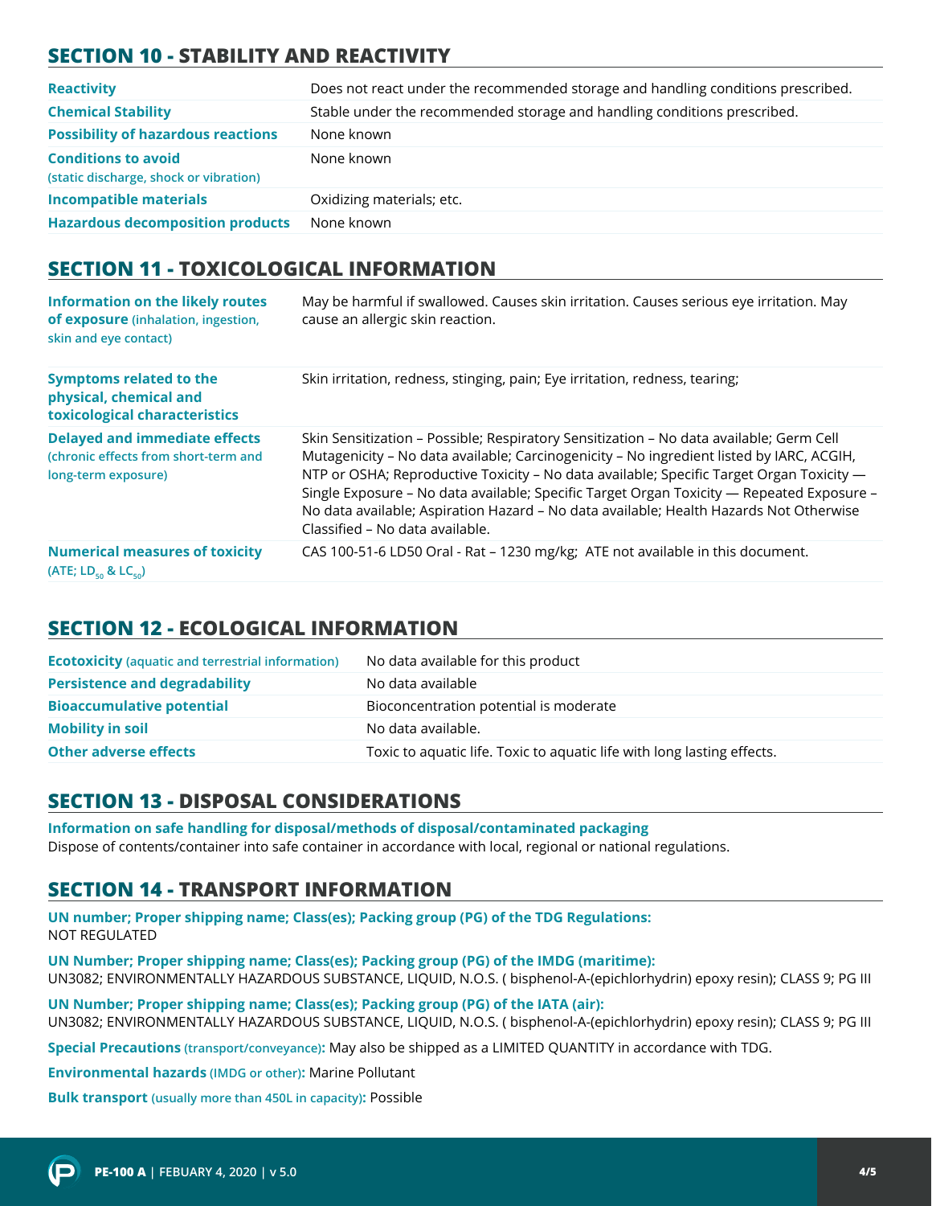## SECTION 10 - STABILITY AND REACTIVITY

| | |
|---|---|
| **Reactivity** | Does not react under the recommended storage and handling conditions prescribed. |
| **Chemical Stability** | Stable under the recommended storage and handling conditions prescribed. |
| **Possibility of hazardous reactions** | None known |
| **Conditions to avoid** (static discharge, shock or vibration) | None known |
| **Incompatible materials** | Oxidizing materials; etc. |
| **Hazardous decomposition products** | None known |

## SECTION 11 - TOXICOLOGICAL INFORMATION

| | |
|---|---|
| **Information on the likely routes of exposure** (inhalation, ingestion, skin and eye contact) | May be harmful if swallowed. Causes skin irritation. Causes serious eye irritation. May cause an allergic skin reaction. |
| **Symptoms related to the physical, chemical and toxicological characteristics** | Skin irritation, redness, stinging, pain; Eye irritation, redness, tearing; |
| **Delayed and immediate effects** (chronic effects from short-term and long-term exposure) | Skin Sensitization – Possible; Respiratory Sensitization – No data available; Germ Cell Mutagenicity – No data available; Carcinogenicity – No ingredient listed by IARC, ACGIH, NTP or OSHA; Reproductive Toxicity – No data available; Specific Target Organ Toxicity — Single Exposure – No data available; Specific Target Organ Toxicity — Repeated Exposure – No data available; Aspiration Hazard – No data available; Health Hazards Not Otherwise Classified – No data available. |
| **Numerical measures of toxicity** (ATE; $LD_{50}$ & $LC_{50}$) | CAS 100-51-6 LD50 Oral - Rat – 1230 mg/kg; ATE not available in this document. |

## SECTION 12 - ECOLOGICAL INFORMATION

| | |
|---|---|
| **Ecotoxicity** (aquatic and terrestrial information) | No data available for this product |
| **Persistence and degradability** | No data available |
| **Bioaccumulative potential** | Bioconcentration potential is moderate |
| **Mobility in soil** | No data available. |
| **Other adverse effects** | Toxic to aquatic life. Toxic to aquatic life with long lasting effects. |

## SECTION 13 - DISPOSAL CONSIDERATIONS

**Information on safe handling for disposal/methods of disposal/contaminated packaging**
Dispose of contents/container into safe container in accordance with local, regional or national regulations.

## SECTION 14 - TRANSPORT INFORMATION

**UN number; Proper shipping name; Class(es); Packing group (PG) of the TDG Regulations:**
NOT REGULATED

**UN Number; Proper shipping name; Class(es); Packing group (PG) of the IMDG (maritime):**
UN3082; ENVIRONMENTALLY HAZARDOUS SUBSTANCE, LIQUID, N.O.S. ( bisphenol-A-(epichlorhydrin) epoxy resin); CLASS 9; PG III

**UN Number; Proper shipping name; Class(es); Packing group (PG) of the IATA (air):**
UN3082; ENVIRONMENTALLY HAZARDOUS SUBSTANCE, LIQUID, N.O.S. ( bisphenol-A-(epichlorhydrin) epoxy resin); CLASS 9; PG III

**Special Precautions** (transport/conveyance)**:** May also be shipped as a LIMITED QUANTITY in accordance with TDG.

**Environmental hazards** (IMDG or other)**:** Marine Pollutant

**Bulk transport** (usually more than 450L in capacity)**:** Possible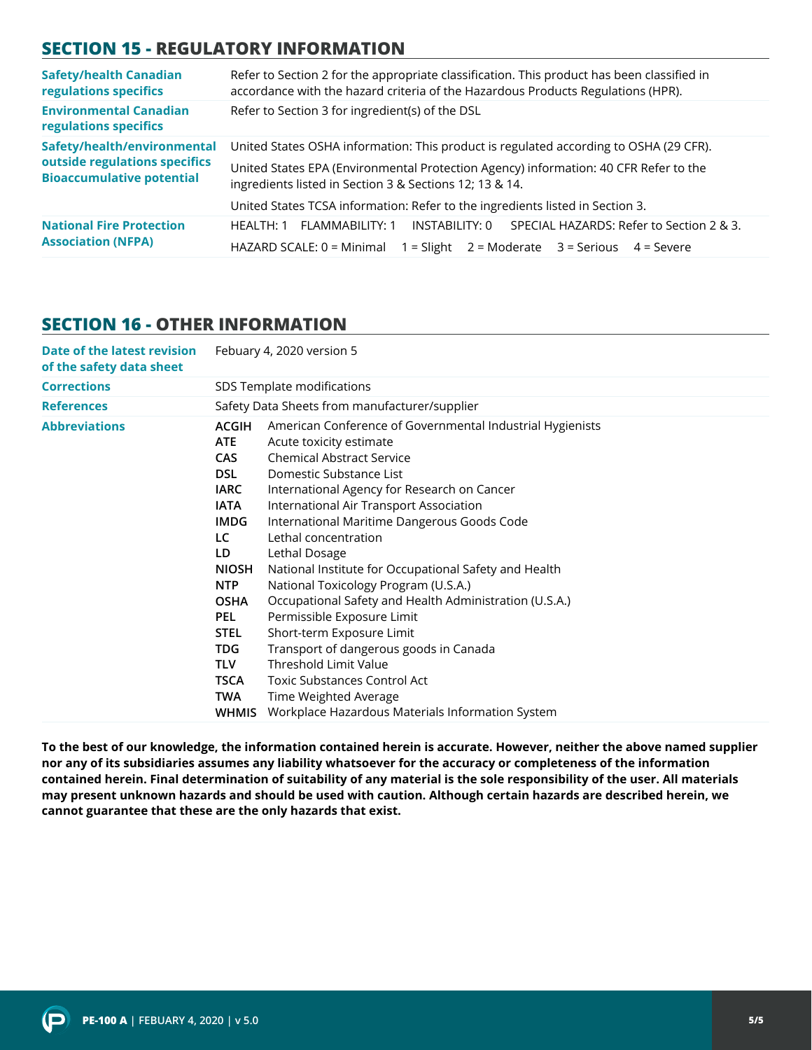## SECTION 15 - REGULATORY INFORMATION

| | |
|---|---|
| **Safety/health Canadian regulations specifics** | Refer to Section 2 for the appropriate classification. This product has been classified in accordance with the hazard criteria of the Hazardous Products Regulations (HPR). |
| **Environmental Canadian regulations specifics** | Refer to Section 3 for ingredient(s) of the DSL |
| **Safety/health/environmental outside regulations specifics Bioaccumulative potential** | United States OSHA information: This product is regulated according to OSHA (29 CFR).<br>United States EPA (Environmental Protection Agency) information: 40 CFR Refer to the ingredients listed in Section 3 & Sections 12; 13 & 14.<br>United States TCSA information: Refer to the ingredients listed in Section 3. |
| **National Fire Protection Association (NFPA)** | HEALTH: 1 FLAMMABILITY: 1 INSTABILITY: 0 SPECIAL HAZARDS: Refer to Section 2 & 3.<br>HAZARD SCALE: 0 = Minimal 1 = Slight 2 = Moderate 3 = Serious 4 = Severe |

## SECTION 16 - OTHER INFORMATION

| | |
|---|---|
| **Date of the latest revision of the safety data sheet** | Febuary 4, 2020 version 5 |
| **Corrections** | SDS Template modifications |
| **References** | Safety Data Sheets from manufacturer/supplier |
| **Abbreviations** | **ACGIH** American Conference of Governmental Industrial Hygienists<br>**ATE** Acute toxicity estimate<br>**CAS** Chemical Abstract Service<br>**DSL** Domestic Substance List<br>**IARC** International Agency for Research on Cancer<br>**IATA** International Air Transport Association<br>**IMDG** International Maritime Dangerous Goods Code<br>**LC** Lethal concentration<br>**LD** Lethal Dosage<br>**NIOSH** National Institute for Occupational Safety and Health<br>**NTP** National Toxicology Program (U.S.A.)<br>**OSHA** Occupational Safety and Health Administration (U.S.A.)<br>**PEL** Permissible Exposure Limit<br>**STEL** Short-term Exposure Limit<br>**TDG** Transport of dangerous goods in Canada<br>**TLV** Threshold Limit Value<br>**TSCA** Toxic Substances Control Act<br>**TWA** Time Weighted Average<br>**WHMIS** Workplace Hazardous Materials Information System |

**To the best of our knowledge, the information contained herein is accurate. However, neither the above named supplier nor any of its subsidiaries assumes any liability whatsoever for the accuracy or completeness of the information contained herein. Final determination of suitability of any material is the sole responsibility of the user. All materials may present unknown hazards and should be used with caution. Although certain hazards are described herein, we cannot guarantee that these are the only hazards that exist.**